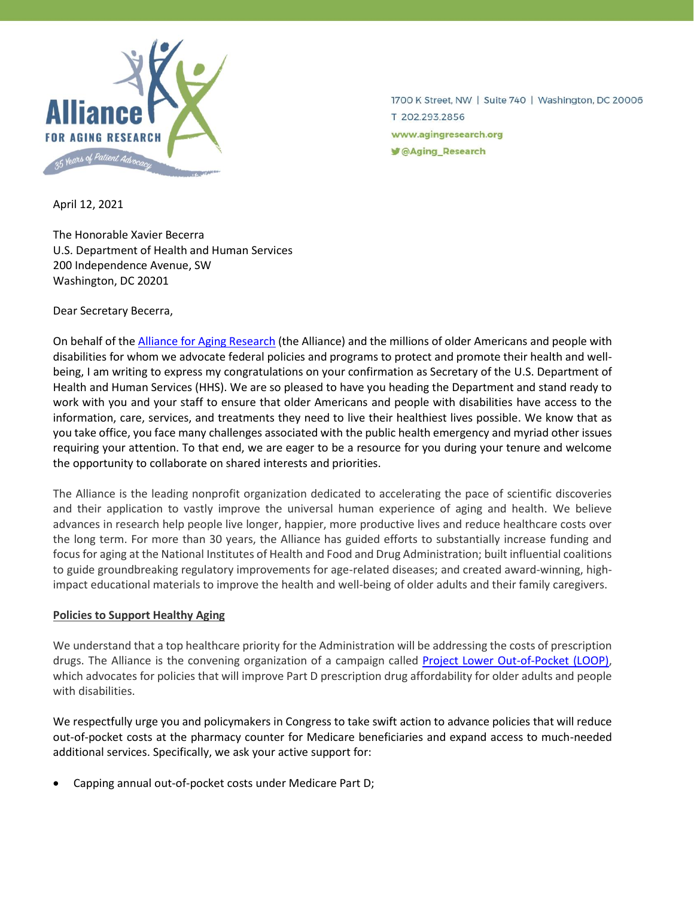Alliance FOR AGING RESEARCH

35 Years of Patient Advocacy

1700 K Street, NW | Suite 740 | Washington, DC 20006
T 202.293.2856
www.agingresearch.org
@Aging_Research

April 12, 2021

The Honorable Xavier Becerra
U.S. Department of Health and Human Services
200 Independence Avenue, SW
Washington, DC 20201

Dear Secretary Becerra,

On behalf of the [Alliance for Aging Research](http://www.agingresearch.org) (the Alliance) and the millions of older Americans and people with disabilities for whom we advocate federal policies and programs to protect and promote their health and well-being, I am writing to express my congratulations on your confirmation as Secretary of the U.S. Department of Health and Human Services (HHS). We are so pleased to have you heading the Department and stand ready to work with you and your staff to ensure that older Americans and people with disabilities have access to the information, care, services, and treatments they need to live their healthiest lives possible. We know that as you take office, you face many challenges associated with the public health emergency and myriad other issues requiring your attention. To that end, we are eager to be a resource for you during your tenure and welcome the opportunity to collaborate on shared interests and priorities.

The Alliance is the leading nonprofit organization dedicated to accelerating the pace of scientific discoveries and their application to vastly improve the universal human experience of aging and health. We believe advances in research help people live longer, happier, more productive lives and reduce healthcare costs over the long term. For more than 30 years, the Alliance has guided efforts to substantially increase funding and focus for aging at the National Institutes of Health and Food and Drug Administration; built influential coalitions to guide groundbreaking regulatory improvements for age-related diseases; and created award-winning, high-impact educational materials to improve the health and well-being of older adults and their family caregivers.

**Policies to Support Healthy Aging**

We understand that a top healthcare priority for the Administration will be addressing the costs of prescription drugs. The Alliance is the convening organization of a campaign called Project Lower Out-of-Pocket (LOOP), which advocates for policies that will improve Part D prescription drug affordability for older adults and people with disabilities.

We respectfully urge you and policymakers in Congress to take swift action to advance policies that will reduce out-of-pocket costs at the pharmacy counter for Medicare beneficiaries and expand access to much-needed additional services. Specifically, we ask your active support for:

- Capping annual out-of-pocket costs under Medicare Part D;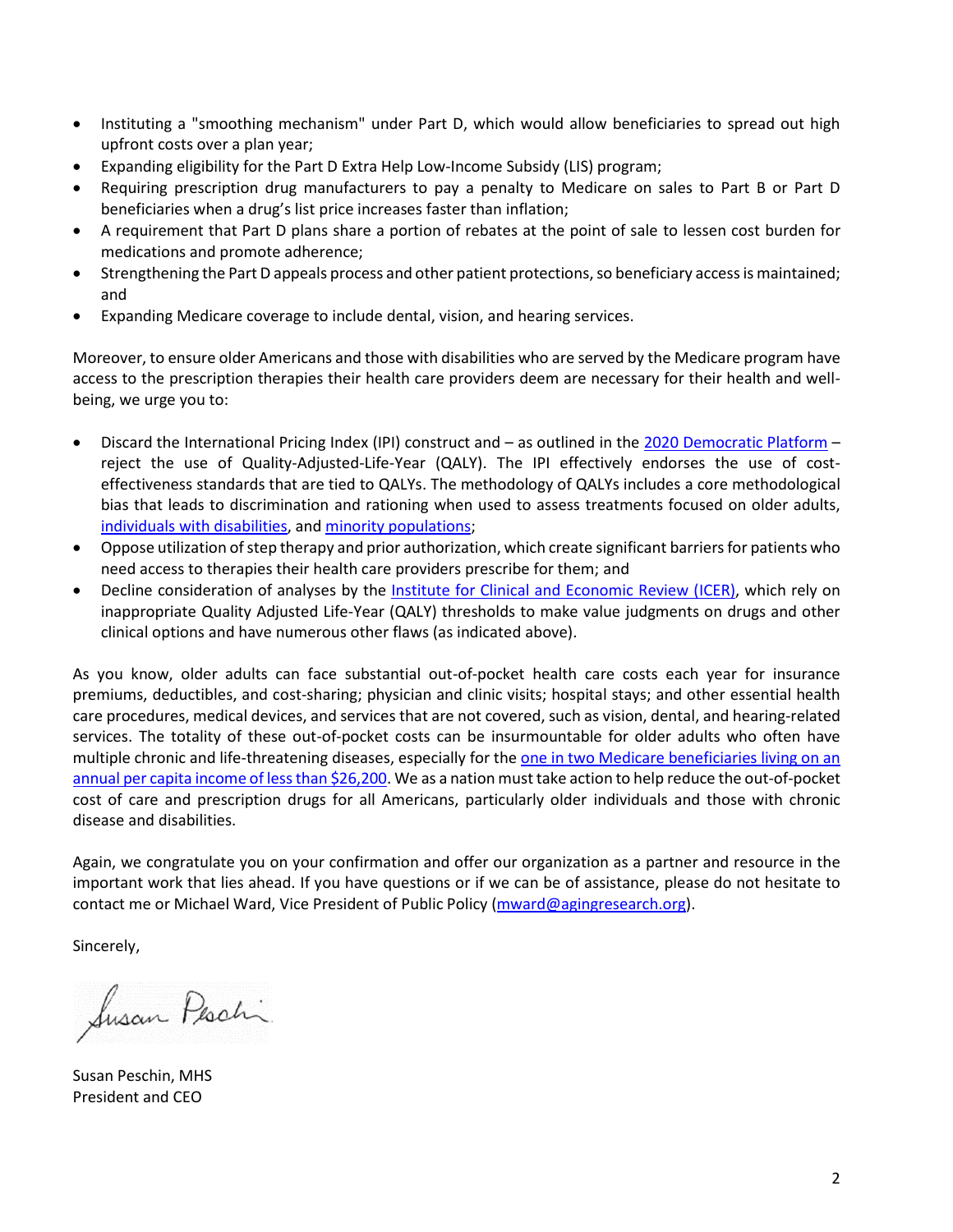- Instituting a "smoothing mechanism" under Part D, which would allow beneficiaries to spread out high upfront costs over a plan year;
- Expanding eligibility for the Part D Extra Help Low-Income Subsidy (LIS) program;
- Requiring prescription drug manufacturers to pay a penalty to Medicare on sales to Part B or Part D beneficiaries when a drug's list price increases faster than inflation;
- A requirement that Part D plans share a portion of rebates at the point of sale to lessen cost burden for medications and promote adherence;
- Strengthening the Part D appeals process and other patient protections, so beneficiary access is maintained; and
- Expanding Medicare coverage to include dental, vision, and hearing services.

Moreover, to ensure older Americans and those with disabilities who are served by the Medicare program have access to the prescription therapies their health care providers deem are necessary for their health and well-being, we urge you to:

- Discard the International Pricing Index (IPI) construct and – as outlined in the 2020 Democratic Platform – reject the use of Quality-Adjusted-Life-Year (QALY). The IPI effectively endorses the use of cost-effectiveness standards that are tied to QALYs. The methodology of QALYs includes a core methodological bias that leads to discrimination and rationing when used to assess treatments focused on older adults, individuals with disabilities, and minority populations;
- Oppose utilization of step therapy and prior authorization, which create significant barriers for patients who need access to therapies their health care providers prescribe for them; and
- Decline consideration of analyses by the Institute for Clinical and Economic Review (ICER), which rely on inappropriate Quality Adjusted Life-Year (QALY) thresholds to make value judgments on drugs and other clinical options and have numerous other flaws (as indicated above).

As you know, older adults can face substantial out-of-pocket health care costs each year for insurance premiums, deductibles, and cost-sharing; physician and clinic visits; hospital stays; and other essential health care procedures, medical devices, and services that are not covered, such as vision, dental, and hearing-related services. The totality of these out-of-pocket costs can be insurmountable for older adults who often have multiple chronic and life-threatening diseases, especially for the one in two Medicare beneficiaries living on an annual per capita income of less than $26,200. We as a nation must take action to help reduce the out-of-pocket cost of care and prescription drugs for all Americans, particularly older individuals and those with chronic disease and disabilities.

Again, we congratulate you on your confirmation and offer our organization as a partner and resource in the important work that lies ahead. If you have questions or if we can be of assistance, please do not hesitate to contact me or Michael Ward, Vice President of Public Policy (mward@agingresearch.org).

Sincerely,

Susan Peschin

Susan Peschin, MHS
President and CEO